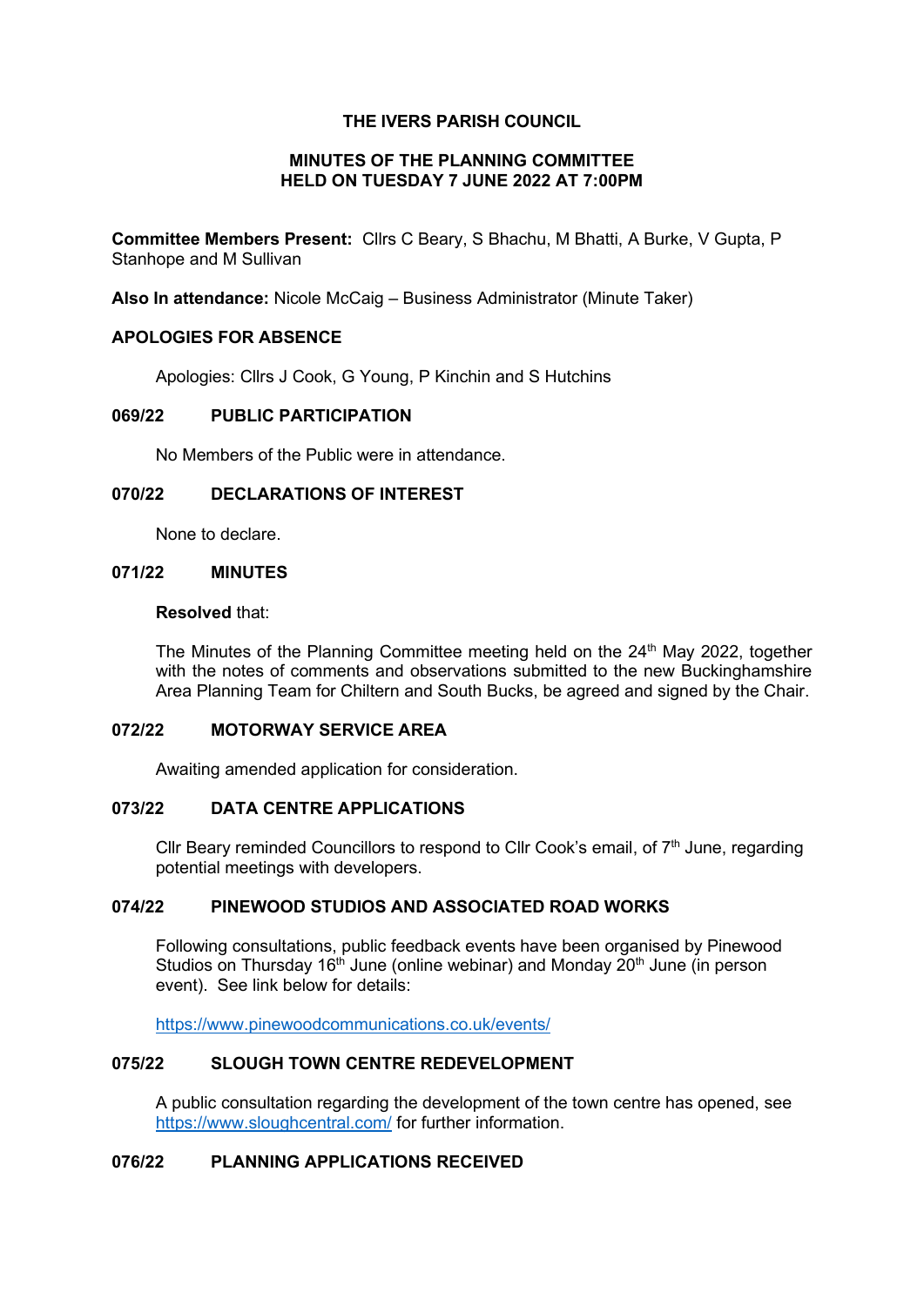# THE IVERS PARISH COUNCIL

## MINUTES OF THE PLANNING COMMITTEE HELD ON TUESDAY 7 JUNE 2022 AT 7:00PM

**Committee Members Present:** Cllrs C Beary, S Bhachu, M Bhatti, A Burke, V Gupta, P Stanhope and M Sullivan

**Also In attendance:** Nicole McCaig – Business Administrator (Minute Taker)

### APOLOGIES FOR ABSENCE

Apologies: Cllrs J Cook, G Young, P Kinchin and S Hutchins

### 069/22 PUBLIC PARTICIPATION

No Members of the Public were in attendance.

### 070/22 DECLARATIONS OF INTEREST

None to declare.

### 071/22 MINUTES

**Resolved** that:

The Minutes of the Planning Committee meeting held on the 24th May 2022, together with the notes of comments and observations submitted to the new Buckinghamshire Area Planning Team for Chiltern and South Bucks, be agreed and signed by the Chair.

### 072/22 MOTORWAY SERVICE AREA

Awaiting amended application for consideration.

### 073/22 DATA CENTRE APPLICATIONS

Cllr Beary reminded Councillors to respond to Cllr Cook's email, of 7th June, regarding potential meetings with developers.

### 074/22 PINEWOOD STUDIOS AND ASSOCIATED ROAD WORKS

Following consultations, public feedback events have been organised by Pinewood Studios on Thursday 16th June (online webinar) and Monday 20th June (in person event). See link below for details:

https://www.pinewoodcommunications.co.uk/events/

### 075/22 SLOUGH TOWN CENTRE REDEVELOPMENT

A public consultation regarding the development of the town centre has opened, see https://www.sloughcentral.com/ for further information.

### 076/22 PLANNING APPLICATIONS RECEIVED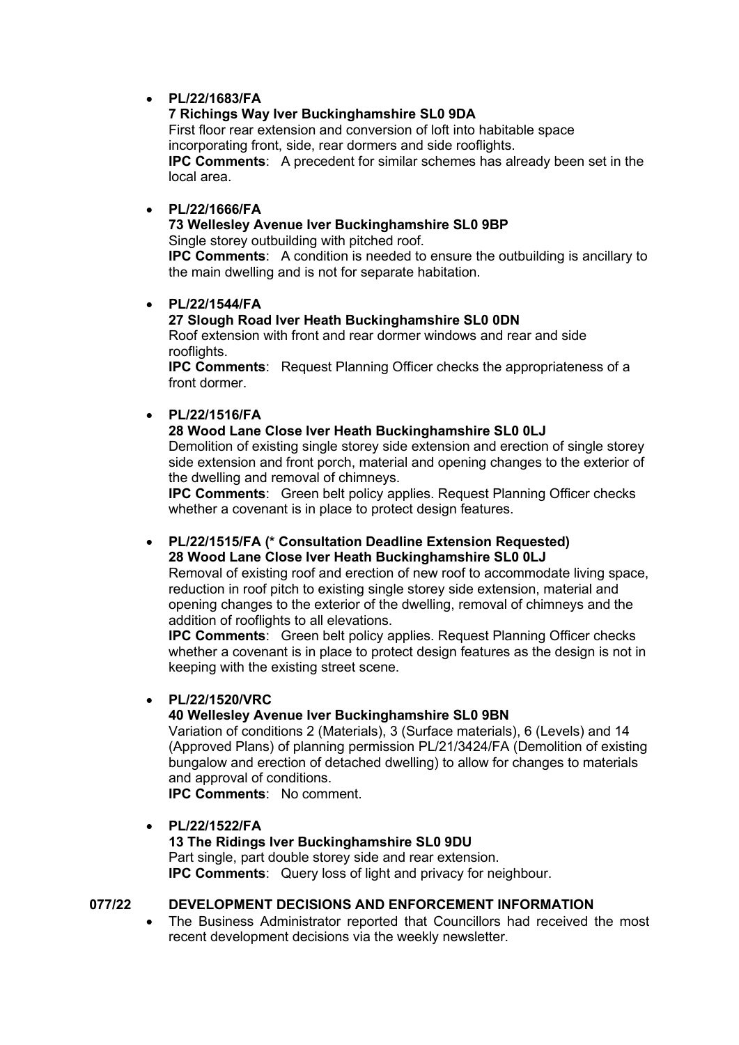- **PL/22/1683/FA**
  **7 Richings Way Iver Buckinghamshire SL0 9DA**
  First floor rear extension and conversion of loft into habitable space incorporating front, side, rear dormers and side rooflights.
  **IPC Comments**: A precedent for similar schemes has already been set in the local area.

- **PL/22/1666/FA**
  **73 Wellesley Avenue Iver Buckinghamshire SL0 9BP**
  Single storey outbuilding with pitched roof.
  **IPC Comments**: A condition is needed to ensure the outbuilding is ancillary to the main dwelling and is not for separate habitation.

- **PL/22/1544/FA**
  **27 Slough Road Iver Heath Buckinghamshire SL0 0DN**
  Roof extension with front and rear dormer windows and rear and side rooflights.
  **IPC Comments**: Request Planning Officer checks the appropriateness of a front dormer.

- **PL/22/1516/FA**
  **28 Wood Lane Close Iver Heath Buckinghamshire SL0 0LJ**
  Demolition of existing single storey side extension and erection of single storey side extension and front porch, material and opening changes to the exterior of the dwelling and removal of chimneys.
  **IPC Comments**: Green belt policy applies. Request Planning Officer checks whether a covenant is in place to protect design features.

- **PL/22/1515/FA (* Consultation Deadline Extension Requested)**
  **28 Wood Lane Close Iver Heath Buckinghamshire SL0 0LJ**
  Removal of existing roof and erection of new roof to accommodate living space, reduction in roof pitch to existing single storey side extension, material and opening changes to the exterior of the dwelling, removal of chimneys and the addition of rooflights to all elevations.
  **IPC Comments**: Green belt policy applies. Request Planning Officer checks whether a covenant is in place to protect design features as the design is not in keeping with the existing street scene.

- **PL/22/1520/VRC**
  **40 Wellesley Avenue Iver Buckinghamshire SL0 9BN**
  Variation of conditions 2 (Materials), 3 (Surface materials), 6 (Levels) and 14 (Approved Plans) of planning permission PL/21/3424/FA (Demolition of existing bungalow and erection of detached dwelling) to allow for changes to materials and approval of conditions.
  **IPC Comments**: No comment.

- **PL/22/1522/FA**
  **13 The Ridings Iver Buckinghamshire SL0 9DU**
  Part single, part double storey side and rear extension.
  **IPC Comments**: Query loss of light and privacy for neighbour.

## 077/22 DEVELOPMENT DECISIONS AND ENFORCEMENT INFORMATION

- The Business Administrator reported that Councillors had received the most recent development decisions via the weekly newsletter.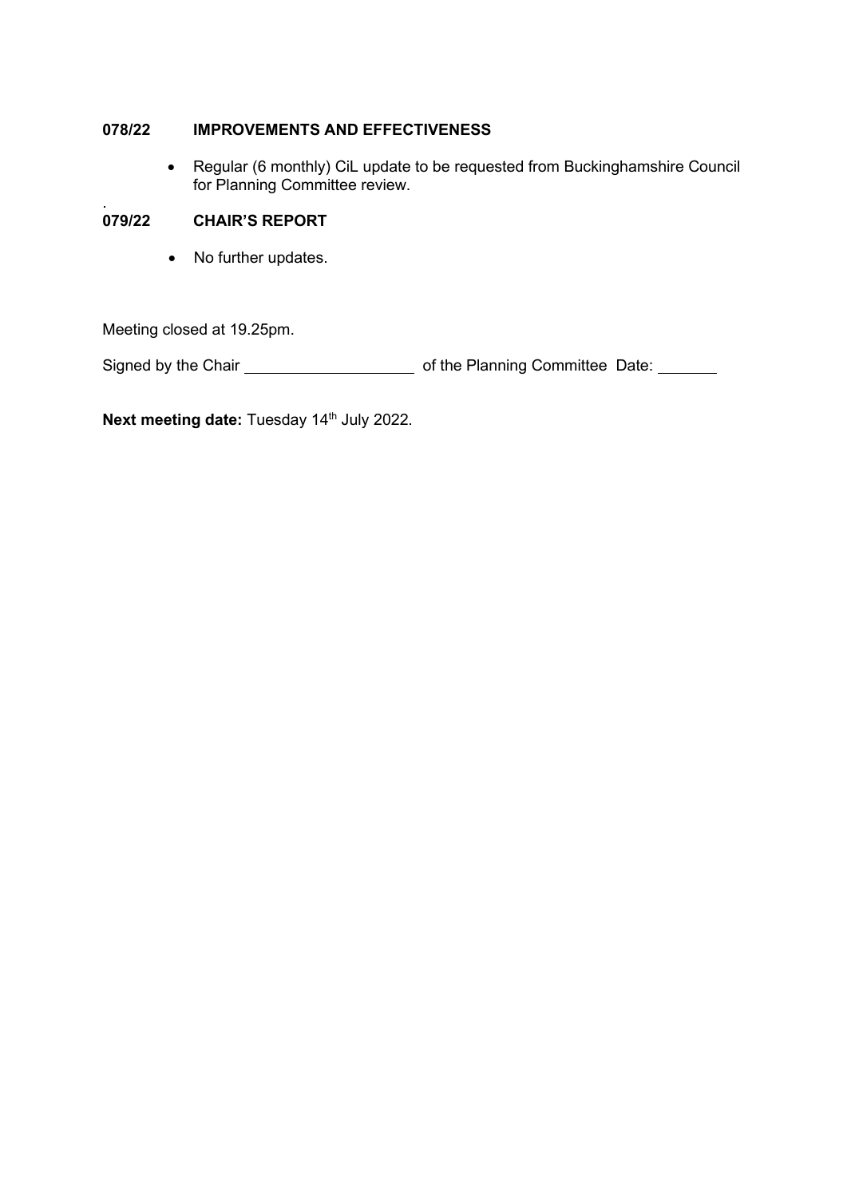**078/22 IMPROVEMENTS AND EFFECTIVENESS**

- Regular (6 monthly) CiL update to be requested from Buckinghamshire Council for Planning Committee review.

.

**079/22 CHAIR'S REPORT**

- No further updates.

Meeting closed at 19.25pm.

Signed by the Chair ____________________ of the Planning Committee Date: _______

**Next meeting date:** Tuesday 14th July 2022.